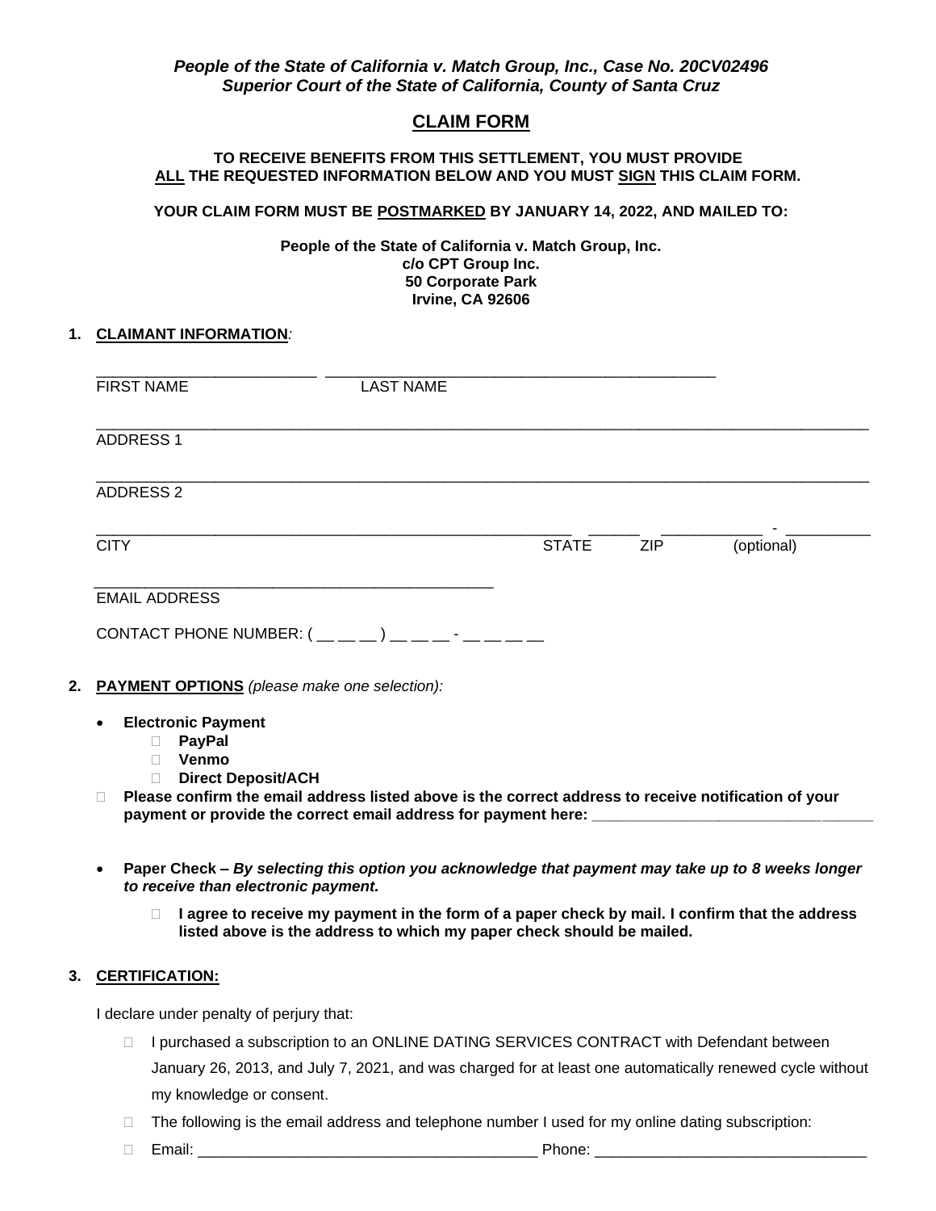***People of the State of California v. Match Group, Inc., Case No. 20CV02496***
***Superior Court of the State of California, County of Santa Cruz***

# CLAIM FORM

**TO RECEIVE BENEFITS FROM THIS SETTLEMENT, YOU MUST PROVIDE ALL THE REQUESTED INFORMATION BELOW AND YOU MUST SIGN THIS CLAIM FORM.**

**YOUR CLAIM FORM MUST BE POSTMARKED BY JANUARY 14, 2022, AND MAILED TO:**

**People of the State of California v. Match Group, Inc.**
**c/o CPT Group Inc.**
**50 Corporate Park**
**Irvine, CA 92606**

**1. CLAIMANT INFORMATION:**

_________________________ _____________________________________________
FIRST NAME LAST NAME

_______________________________________________________________________________
ADDRESS 1

_______________________________________________________________________________
ADDRESS 2

_______________________________________________________ ______ ___________ - __________
CITY STATE ZIP (optional)

_____________________________________________
EMAIL ADDRESS

CONTACT PHONE NUMBER: ( __ __ __ ) __ __ __ - __ __ __ __

**2. PAYMENT OPTIONS** *(please make one selection):*

- **Electronic Payment**
  - ☐ **PayPal**
  - ☐ **Venmo**
  - ☐ **Direct Deposit/ACH**

☐ **Please confirm the email address listed above is the correct address to receive notification of your payment or provide the correct email address for payment here: ______________________________**

- **Paper Check –** ***By selecting this option you acknowledge that payment may take up to 8 weeks longer to receive than electronic payment.***

  ☐ **I agree to receive my payment in the form of a paper check by mail. I confirm that the address listed above is the address to which my paper check should be mailed.**

**3. CERTIFICATION:**

I declare under penalty of perjury that:

☐ I purchased a subscription to an ONLINE DATING SERVICES CONTRACT with Defendant between January 26, 2013, and July 7, 2021, and was charged for at least one automatically renewed cycle without my knowledge or consent.

☐ The following is the email address and telephone number I used for my online dating subscription:

☐ Email: _______________________________________ Phone: _______________________________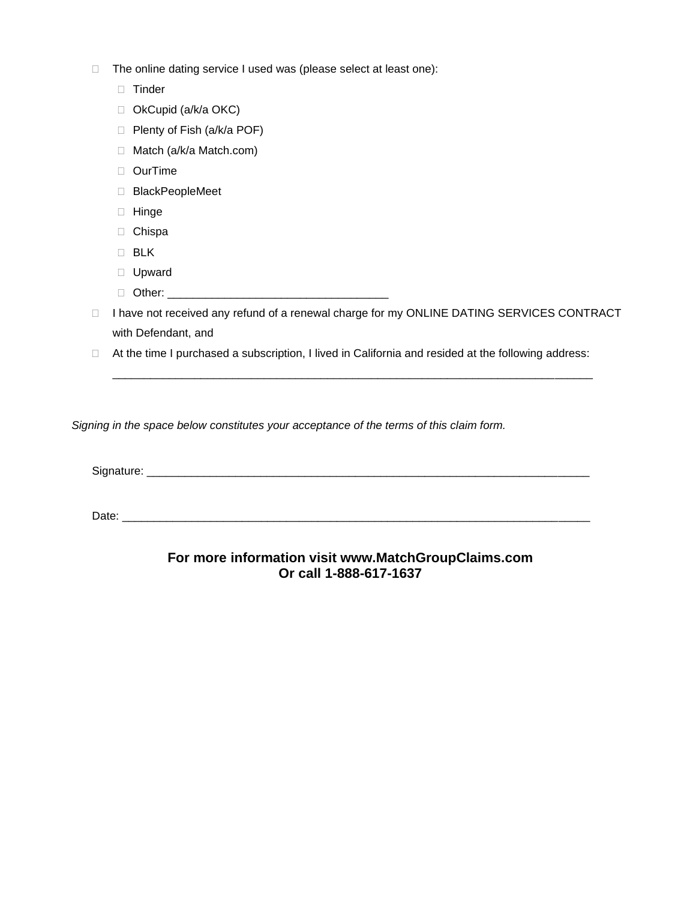- ☐ The online dating service I used was (please select at least one):
  - ☐ Tinder
  - ☐ OkCupid (a/k/a OKC)
  - ☐ Plenty of Fish (a/k/a POF)
  - ☐ Match (a/k/a Match.com)
  - ☐ OurTime
  - ☐ BlackPeopleMeet
  - ☐ Hinge
  - ☐ Chispa
  - ☐ BLK
  - ☐ Upward
  - ☐ Other: ___________________________________
- ☐ I have not received any refund of a renewal charge for my ONLINE DATING SERVICES CONTRACT with Defendant, and
- ☐ At the time I purchased a subscription, I lived in California and resided at the following address: ____________________________________________________________________________

*Signing in the space below constitutes your acceptance of the terms of this claim form.*

Signature: ______________________________________________________________________

Date: __________________________________________________________________________

**For more information visit www.MatchGroupClaims.com**
**Or call 1-888-617-1637**